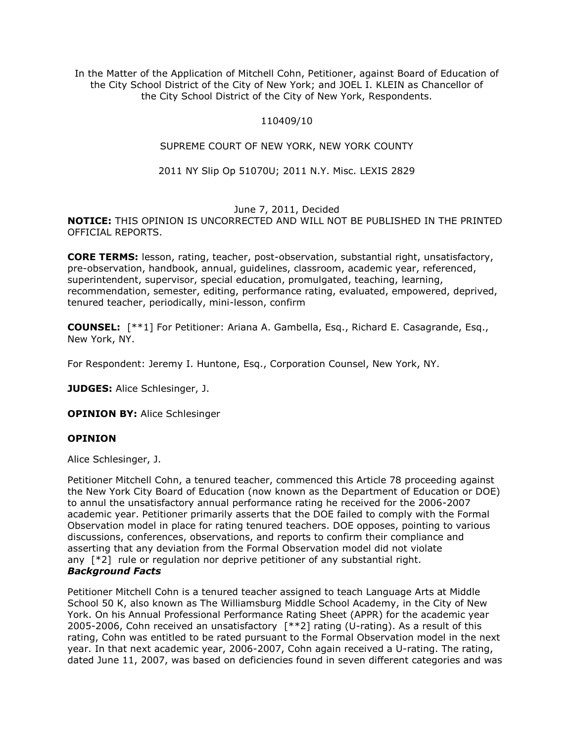In the Matter of the Application of Mitchell Cohn, Petitioner, against Board of Education of the City School District of the City of New York; and JOEL I. KLEIN as Chancellor of the City School District of the City of New York, Respondents.

110409/10

SUPREME COURT OF NEW YORK, NEW YORK COUNTY

2011 NY Slip Op 51070U; 2011 N.Y. Misc. LEXIS 2829

June 7, 2011, Decided

**NOTICE:** THIS OPINION IS UNCORRECTED AND WILL NOT BE PUBLISHED IN THE PRINTED OFFICIAL REPORTS.

**CORE TERMS:** lesson, rating, teacher, post-observation, substantial right, unsatisfactory, pre-observation, handbook, annual, guidelines, classroom, academic year, referenced, superintendent, supervisor, special education, promulgated, teaching, learning, recommendation, semester, editing, performance rating, evaluated, empowered, deprived, tenured teacher, periodically, mini-lesson, confirm

**COUNSEL:** [**1] For Petitioner: Ariana A. Gambella, Esq., Richard E. Casagrande, Esq., New York, NY.

For Respondent: Jeremy I. Huntone, Esq., Corporation Counsel, New York, NY.

**JUDGES:** Alice Schlesinger, J.

**OPINION BY:** Alice Schlesinger

## OPINION

Alice Schlesinger, J.

Petitioner Mitchell Cohn, a tenured teacher, commenced this Article 78 proceeding against the New York City Board of Education (now known as the Department of Education or DOE) to annul the unsatisfactory annual performance rating he received for the 2006-2007 academic year. Petitioner primarily asserts that the DOE failed to comply with the Formal Observation model in place for rating tenured teachers. DOE opposes, pointing to various discussions, conferences, observations, and reports to confirm their compliance and asserting that any deviation from the Formal Observation model did not violate any [*2] rule or regulation nor deprive petitioner of any substantial right.

***Background Facts***

Petitioner Mitchell Cohn is a tenured teacher assigned to teach Language Arts at Middle School 50 K, also known as The Williamsburg Middle School Academy, in the City of New York. On his Annual Professional Performance Rating Sheet (APPR) for the academic year 2005-2006, Cohn received an unsatisfactory [**2] rating (U-rating). As a result of this rating, Cohn was entitled to be rated pursuant to the Formal Observation model in the next year. In that next academic year, 2006-2007, Cohn again received a U-rating. The rating, dated June 11, 2007, was based on deficiencies found in seven different categories and was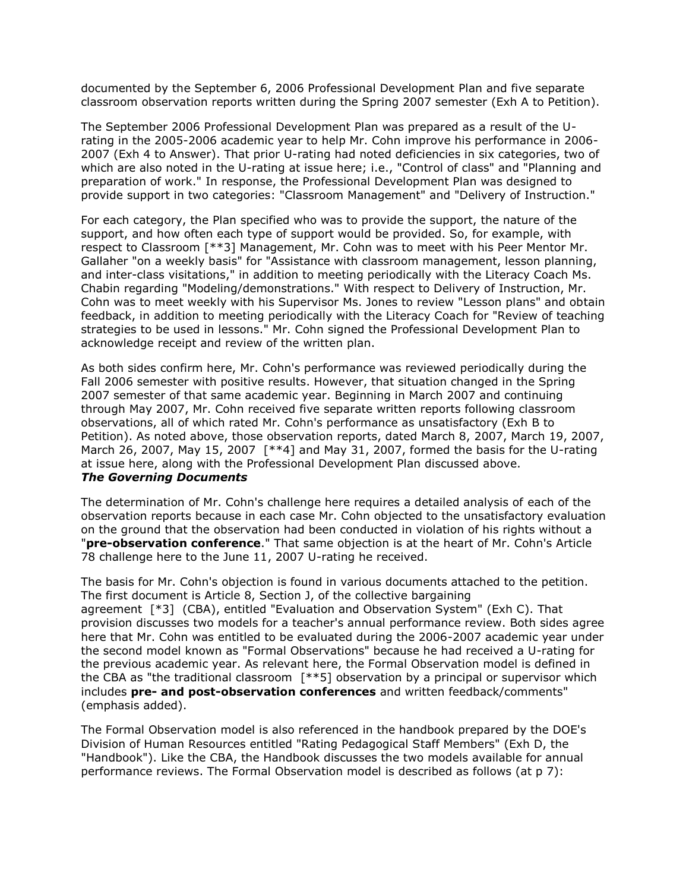documented by the September 6, 2006 Professional Development Plan and five separate classroom observation reports written during the Spring 2007 semester (Exh A to Petition).

The September 2006 Professional Development Plan was prepared as a result of the U-rating in the 2005-2006 academic year to help Mr. Cohn improve his performance in 2006-2007 (Exh 4 to Answer). That prior U-rating had noted deficiencies in six categories, two of which are also noted in the U-rating at issue here; i.e., "Control of class" and "Planning and preparation of work." In response, the Professional Development Plan was designed to provide support in two categories: "Classroom Management" and "Delivery of Instruction."

For each category, the Plan specified who was to provide the support, the nature of the support, and how often each type of support would be provided. So, for example, with respect to Classroom [**3] Management, Mr. Cohn was to meet with his Peer Mentor Mr. Gallaher "on a weekly basis" for "Assistance with classroom management, lesson planning, and inter-class visitations," in addition to meeting periodically with the Literacy Coach Ms. Chabin regarding "Modeling/demonstrations." With respect to Delivery of Instruction, Mr. Cohn was to meet weekly with his Supervisor Ms. Jones to review "Lesson plans" and obtain feedback, in addition to meeting periodically with the Literacy Coach for "Review of teaching strategies to be used in lessons." Mr. Cohn signed the Professional Development Plan to acknowledge receipt and review of the written plan.

As both sides confirm here, Mr. Cohn's performance was reviewed periodically during the Fall 2006 semester with positive results. However, that situation changed in the Spring 2007 semester of that same academic year. Beginning in March 2007 and continuing through May 2007, Mr. Cohn received five separate written reports following classroom observations, all of which rated Mr. Cohn's performance as unsatisfactory (Exh B to Petition). As noted above, those observation reports, dated March 8, 2007, March 19, 2007, March 26, 2007, May 15, 2007 [**4] and May 31, 2007, formed the basis for the U-rating at issue here, along with the Professional Development Plan discussed above.

***The Governing Documents***

The determination of Mr. Cohn's challenge here requires a detailed analysis of each of the observation reports because in each case Mr. Cohn objected to the unsatisfactory evaluation on the ground that the observation had been conducted in violation of his rights without a "**pre-observation conference**." That same objection is at the heart of Mr. Cohn's Article 78 challenge here to the June 11, 2007 U-rating he received.

The basis for Mr. Cohn's objection is found in various documents attached to the petition. The first document is Article 8, Section J, of the collective bargaining agreement [*3] (CBA), entitled "Evaluation and Observation System" (Exh C). That provision discusses two models for a teacher's annual performance review. Both sides agree here that Mr. Cohn was entitled to be evaluated during the 2006-2007 academic year under the second model known as "Formal Observations" because he had received a U-rating for the previous academic year. As relevant here, the Formal Observation model is defined in the CBA as "the traditional classroom [**5] observation by a principal or supervisor which includes **pre- and post-observation conferences** and written feedback/comments" (emphasis added).

The Formal Observation model is also referenced in the handbook prepared by the DOE's Division of Human Resources entitled "Rating Pedagogical Staff Members" (Exh D, the "Handbook"). Like the CBA, the Handbook discusses the two models available for annual performance reviews. The Formal Observation model is described as follows (at p 7):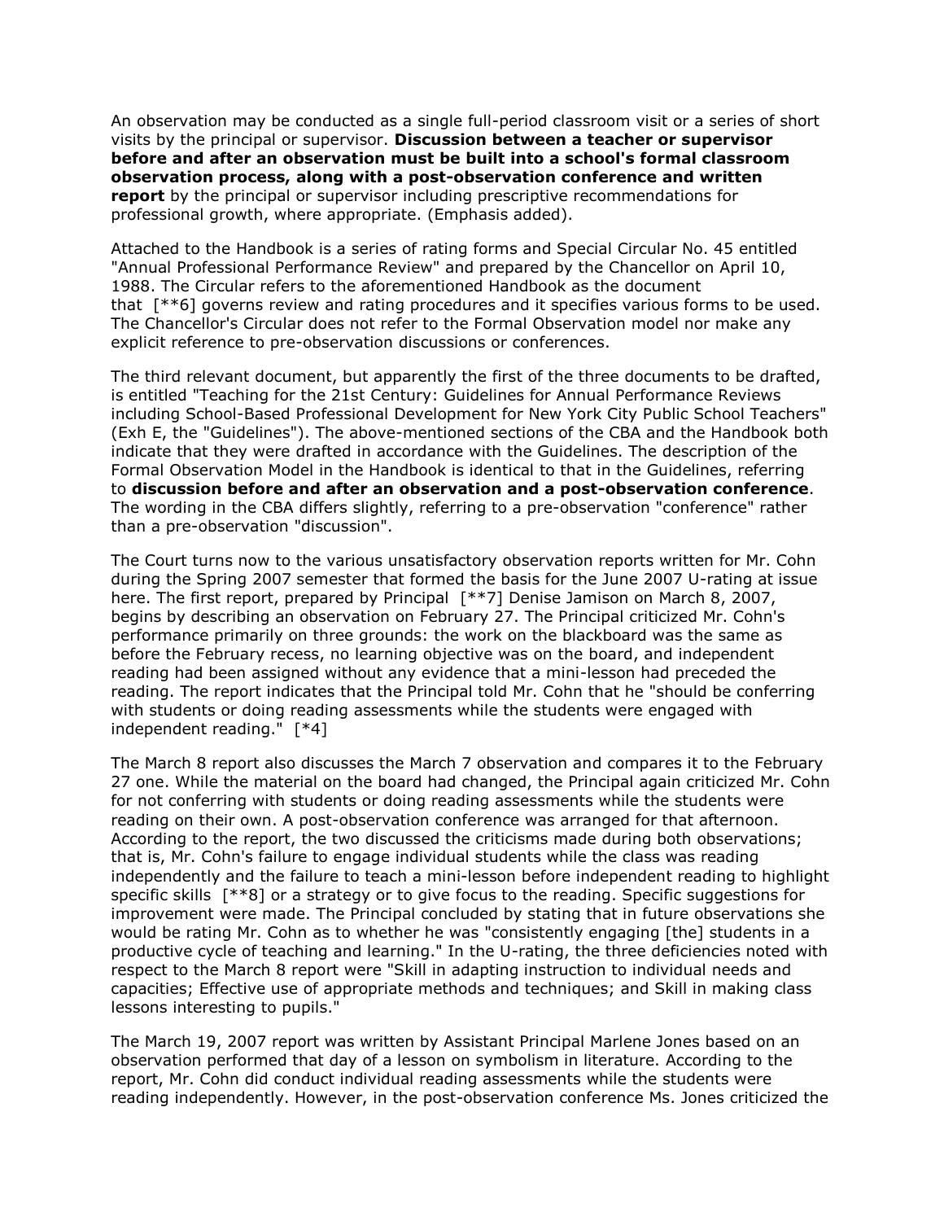An observation may be conducted as a single full-period classroom visit or a series of short visits by the principal or supervisor. **Discussion between a teacher or supervisor before and after an observation must be built into a school's formal classroom observation process, along with a post-observation conference and written report** by the principal or supervisor including prescriptive recommendations for professional growth, where appropriate. (Emphasis added).

Attached to the Handbook is a series of rating forms and Special Circular No. 45 entitled "Annual Professional Performance Review" and prepared by the Chancellor on April 10, 1988. The Circular refers to the aforementioned Handbook as the document that [**6] governs review and rating procedures and it specifies various forms to be used. The Chancellor's Circular does not refer to the Formal Observation model nor make any explicit reference to pre-observation discussions or conferences.

The third relevant document, but apparently the first of the three documents to be drafted, is entitled "Teaching for the 21st Century: Guidelines for Annual Performance Reviews including School-Based Professional Development for New York City Public School Teachers" (Exh E, the "Guidelines"). The above-mentioned sections of the CBA and the Handbook both indicate that they were drafted in accordance with the Guidelines. The description of the Formal Observation Model in the Handbook is identical to that in the Guidelines, referring to **discussion before and after an observation and a post-observation conference**. The wording in the CBA differs slightly, referring to a pre-observation "conference" rather than a pre-observation "discussion".

The Court turns now to the various unsatisfactory observation reports written for Mr. Cohn during the Spring 2007 semester that formed the basis for the June 2007 U-rating at issue here. The first report, prepared by Principal [**7] Denise Jamison on March 8, 2007, begins by describing an observation on February 27. The Principal criticized Mr. Cohn's performance primarily on three grounds: the work on the blackboard was the same as before the February recess, no learning objective was on the board, and independent reading had been assigned without any evidence that a mini-lesson had preceded the reading. The report indicates that the Principal told Mr. Cohn that he "should be conferring with students or doing reading assessments while the students were engaged with independent reading." [*4]

The March 8 report also discusses the March 7 observation and compares it to the February 27 one. While the material on the board had changed, the Principal again criticized Mr. Cohn for not conferring with students or doing reading assessments while the students were reading on their own. A post-observation conference was arranged for that afternoon. According to the report, the two discussed the criticisms made during both observations; that is, Mr. Cohn's failure to engage individual students while the class was reading independently and the failure to teach a mini-lesson before independent reading to highlight specific skills [**8] or a strategy or to give focus to the reading. Specific suggestions for improvement were made. The Principal concluded by stating that in future observations she would be rating Mr. Cohn as to whether he was "consistently engaging [the] students in a productive cycle of teaching and learning." In the U-rating, the three deficiencies noted with respect to the March 8 report were "Skill in adapting instruction to individual needs and capacities; Effective use of appropriate methods and techniques; and Skill in making class lessons interesting to pupils."

The March 19, 2007 report was written by Assistant Principal Marlene Jones based on an observation performed that day of a lesson on symbolism in literature. According to the report, Mr. Cohn did conduct individual reading assessments while the students were reading independently. However, in the post-observation conference Ms. Jones criticized the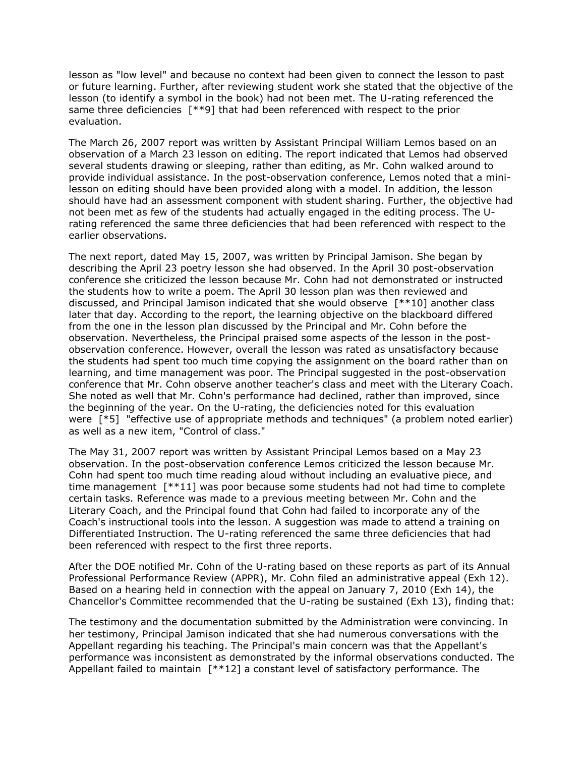lesson as "low level" and because no context had been given to connect the lesson to past or future learning. Further, after reviewing student work she stated that the objective of the lesson (to identify a symbol in the book) had not been met. The U-rating referenced the same three deficiencies [**9] that had been referenced with respect to the prior evaluation.

The March 26, 2007 report was written by Assistant Principal William Lemos based on an observation of a March 23 lesson on editing. The report indicated that Lemos had observed several students drawing or sleeping, rather than editing, as Mr. Cohn walked around to provide individual assistance. In the post-observation conference, Lemos noted that a mini-lesson on editing should have been provided along with a model. In addition, the lesson should have had an assessment component with student sharing. Further, the objective had not been met as few of the students had actually engaged in the editing process. The U-rating referenced the same three deficiencies that had been referenced with respect to the earlier observations.

The next report, dated May 15, 2007, was written by Principal Jamison. She began by describing the April 23 poetry lesson she had observed. In the April 30 post-observation conference she criticized the lesson because Mr. Cohn had not demonstrated or instructed the students how to write a poem. The April 30 lesson plan was then reviewed and discussed, and Principal Jamison indicated that she would observe [**10] another class later that day. According to the report, the learning objective on the blackboard differed from the one in the lesson plan discussed by the Principal and Mr. Cohn before the observation. Nevertheless, the Principal praised some aspects of the lesson in the post-observation conference. However, overall the lesson was rated as unsatisfactory because the students had spent too much time copying the assignment on the board rather than on learning, and time management was poor. The Principal suggested in the post-observation conference that Mr. Cohn observe another teacher's class and meet with the Literary Coach. She noted as well that Mr. Cohn's performance had declined, rather than improved, since the beginning of the year. On the U-rating, the deficiencies noted for this evaluation were [*5] "effective use of appropriate methods and techniques" (a problem noted earlier) as well as a new item, "Control of class."

The May 31, 2007 report was written by Assistant Principal Lemos based on a May 23 observation. In the post-observation conference Lemos criticized the lesson because Mr. Cohn had spent too much time reading aloud without including an evaluative piece, and time management [**11] was poor because some students had not had time to complete certain tasks. Reference was made to a previous meeting between Mr. Cohn and the Literary Coach, and the Principal found that Cohn had failed to incorporate any of the Coach's instructional tools into the lesson. A suggestion was made to attend a training on Differentiated Instruction. The U-rating referenced the same three deficiencies that had been referenced with respect to the first three reports.

After the DOE notified Mr. Cohn of the U-rating based on these reports as part of its Annual Professional Performance Review (APPR), Mr. Cohn filed an administrative appeal (Exh 12). Based on a hearing held in connection with the appeal on January 7, 2010 (Exh 14), the Chancellor's Committee recommended that the U-rating be sustained (Exh 13), finding that:

The testimony and the documentation submitted by the Administration were convincing. In her testimony, Principal Jamison indicated that she had numerous conversations with the Appellant regarding his teaching. The Principal's main concern was that the Appellant's performance was inconsistent as demonstrated by the informal observations conducted. The Appellant failed to maintain [**12] a constant level of satisfactory performance. The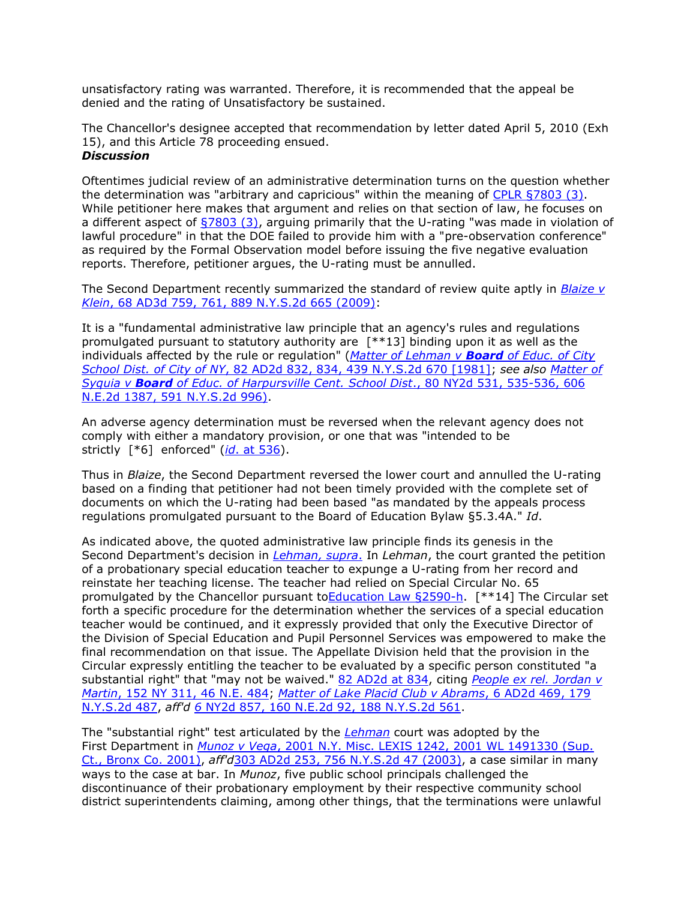unsatisfactory rating was warranted. Therefore, it is recommended that the appeal be denied and the rating of Unsatisfactory be sustained.

The Chancellor's designee accepted that recommendation by letter dated April 5, 2010 (Exh 15), and this Article 78 proceeding ensued.

***Discussion***

Oftentimes judicial review of an administrative determination turns on the question whether the determination was "arbitrary and capricious" within the meaning of CPLR §7803 (3). While petitioner here makes that argument and relies on that section of law, he focuses on a different aspect of §7803 (3), arguing primarily that the U-rating "was made in violation of lawful procedure" in that the DOE failed to provide him with a "pre-observation conference" as required by the Formal Observation model before issuing the five negative evaluation reports. Therefore, petitioner argues, the U-rating must be annulled.

The Second Department recently summarized the standard of review quite aptly in *Blaize v Klein*, 68 AD3d 759, 761, 889 N.Y.S.2d 665 (2009):

It is a "fundamental administrative law principle that an agency's rules and regulations promulgated pursuant to statutory authority are [**13] binding upon it as well as the individuals affected by the rule or regulation" (*Matter of Lehman v **Board** of Educ. of City School Dist. of City of NY*, 82 AD2d 832, 834, 439 N.Y.S.2d 670 [1981]; *see also Matter of Syquia v **Board** of Educ. of Harpursville Cent. School Dist.*, 80 NY2d 531, 535-536, 606 N.E.2d 1387, 591 N.Y.S.2d 996).

An adverse agency determination must be reversed when the relevant agency does not comply with either a mandatory provision, or one that was "intended to be strictly [*6] enforced" (*id.* at 536).

Thus in *Blaize*, the Second Department reversed the lower court and annulled the U-rating based on a finding that petitioner had not been timely provided with the complete set of documents on which the U-rating had been based "as mandated by the appeals process regulations promulgated pursuant to the Board of Education Bylaw §5.3.4A." *Id*.

As indicated above, the quoted administrative law principle finds its genesis in the Second Department's decision in *Lehman, supra*. In *Lehman*, the court granted the petition of a probationary special education teacher to expunge a U-rating from her record and reinstate her teaching license. The teacher had relied on Special Circular No. 65 promulgated by the Chancellor pursuant toEducation Law §2590-h. [**14] The Circular set forth a specific procedure for the determination whether the services of a special education teacher would be continued, and it expressly provided that only the Executive Director of the Division of Special Education and Pupil Personnel Services was empowered to make the final recommendation on that issue. The Appellate Division held that the provision in the Circular expressly entitling the teacher to be evaluated by a specific person constituted "a substantial right" that "may not be waived." 82 AD2d at 834, citing *People ex rel. Jordan v Martin*, 152 NY 311, 46 N.E. 484; *Matter of Lake Placid Club v Abrams*, 6 AD2d 469, 179 N.Y.S.2d 487, *aff'd* 6 NY2d 857, 160 N.E.2d 92, 188 N.Y.S.2d 561.

The "substantial right" test articulated by the *Lehman* court was adopted by the First Department in *Munoz v Vega*, 2001 N.Y. Misc. LEXIS 1242, 2001 WL 1491330 (Sup. Ct., Bronx Co. 2001), *aff'd*303 AD2d 253, 756 N.Y.S.2d 47 (2003), a case similar in many ways to the case at bar. In *Munoz*, five public school principals challenged the discontinuance of their probationary employment by their respective community school district superintendents claiming, among other things, that the terminations were unlawful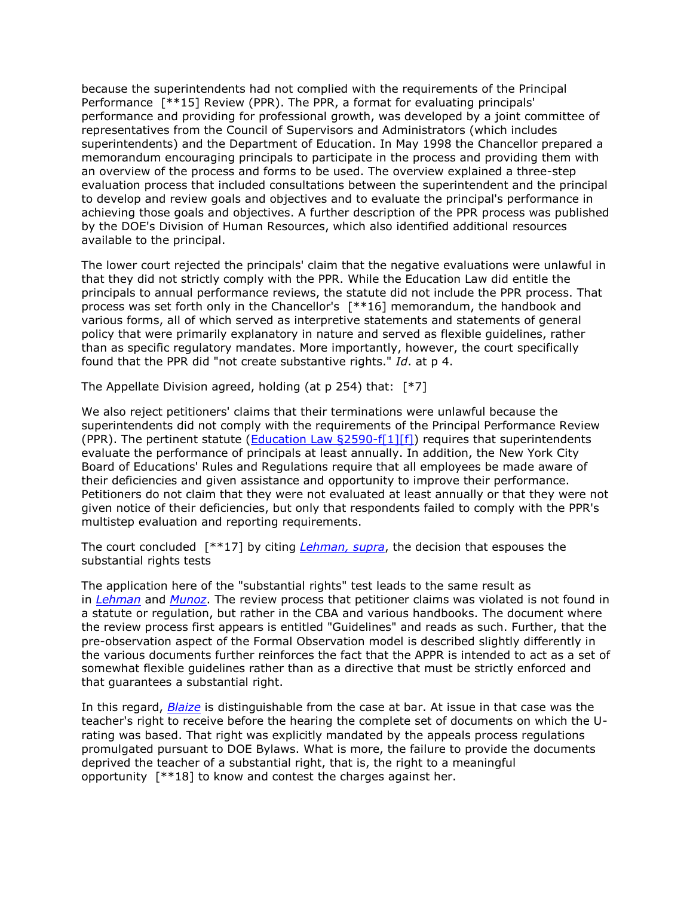because the superintendents had not complied with the requirements of the Principal Performance [**15] Review (PPR). The PPR, a format for evaluating principals' performance and providing for professional growth, was developed by a joint committee of representatives from the Council of Supervisors and Administrators (which includes superintendents) and the Department of Education. In May 1998 the Chancellor prepared a memorandum encouraging principals to participate in the process and providing them with an overview of the process and forms to be used. The overview explained a three-step evaluation process that included consultations between the superintendent and the principal to develop and review goals and objectives and to evaluate the principal's performance in achieving those goals and objectives. A further description of the PPR process was published by the DOE's Division of Human Resources, which also identified additional resources available to the principal.

The lower court rejected the principals' claim that the negative evaluations were unlawful in that they did not strictly comply with the PPR. While the Education Law did entitle the principals to annual performance reviews, the statute did not include the PPR process. That process was set forth only in the Chancellor's [**16] memorandum, the handbook and various forms, all of which served as interpretive statements and statements of general policy that were primarily explanatory in nature and served as flexible guidelines, rather than as specific regulatory mandates. More importantly, however, the court specifically found that the PPR did "not create substantive rights." *Id*. at p 4.

The Appellate Division agreed, holding (at p 254) that: [*7]

We also reject petitioners' claims that their terminations were unlawful because the superintendents did not comply with the requirements of the Principal Performance Review (PPR). The pertinent statute (Education Law §2590-f[1][f]) requires that superintendents evaluate the performance of principals at least annually. In addition, the New York City Board of Educations' Rules and Regulations require that all employees be made aware of their deficiencies and given assistance and opportunity to improve their performance. Petitioners do not claim that they were not evaluated at least annually or that they were not given notice of their deficiencies, but only that respondents failed to comply with the PPR's multistep evaluation and reporting requirements.

The court concluded [**17] by citing *Lehman, supra*, the decision that espouses the substantial rights tests

The application here of the "substantial rights" test leads to the same result as in *Lehman* and *Munoz*. The review process that petitioner claims was violated is not found in a statute or regulation, but rather in the CBA and various handbooks. The document where the review process first appears is entitled "Guidelines" and reads as such. Further, that the pre-observation aspect of the Formal Observation model is described slightly differently in the various documents further reinforces the fact that the APPR is intended to act as a set of somewhat flexible guidelines rather than as a directive that must be strictly enforced and that guarantees a substantial right.

In this regard, *Blaize* is distinguishable from the case at bar. At issue in that case was the teacher's right to receive before the hearing the complete set of documents on which the U-rating was based. That right was explicitly mandated by the appeals process regulations promulgated pursuant to DOE Bylaws. What is more, the failure to provide the documents deprived the teacher of a substantial right, that is, the right to a meaningful opportunity [**18] to know and contest the charges against her.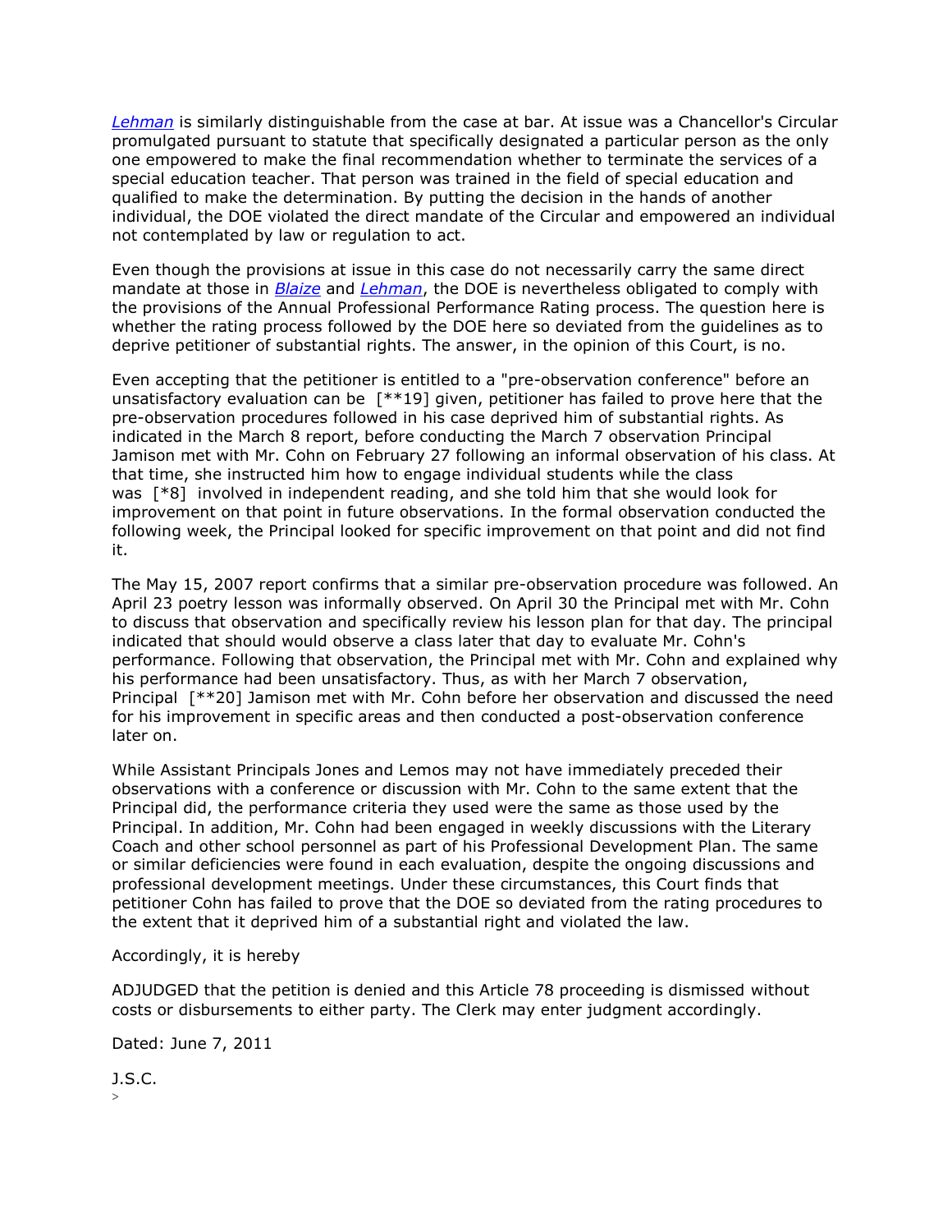*Lehman* is similarly distinguishable from the case at bar. At issue was a Chancellor's Circular promulgated pursuant to statute that specifically designated a particular person as the only one empowered to make the final recommendation whether to terminate the services of a special education teacher. That person was trained in the field of special education and qualified to make the determination. By putting the decision in the hands of another individual, the DOE violated the direct mandate of the Circular and empowered an individual not contemplated by law or regulation to act.

Even though the provisions at issue in this case do not necessarily carry the same direct mandate at those in *Blaize* and *Lehman*, the DOE is nevertheless obligated to comply with the provisions of the Annual Professional Performance Rating process. The question here is whether the rating process followed by the DOE here so deviated from the guidelines as to deprive petitioner of substantial rights. The answer, in the opinion of this Court, is no.

Even accepting that the petitioner is entitled to a "pre-observation conference" before an unsatisfactory evaluation can be [**19] given, petitioner has failed to prove here that the pre-observation procedures followed in his case deprived him of substantial rights. As indicated in the March 8 report, before conducting the March 7 observation Principal Jamison met with Mr. Cohn on February 27 following an informal observation of his class. At that time, she instructed him how to engage individual students while the class was [*8] involved in independent reading, and she told him that she would look for improvement on that point in future observations. In the formal observation conducted the following week, the Principal looked for specific improvement on that point and did not find it.

The May 15, 2007 report confirms that a similar pre-observation procedure was followed. An April 23 poetry lesson was informally observed. On April 30 the Principal met with Mr. Cohn to discuss that observation and specifically review his lesson plan for that day. The principal indicated that should would observe a class later that day to evaluate Mr. Cohn's performance. Following that observation, the Principal met with Mr. Cohn and explained why his performance had been unsatisfactory. Thus, as with her March 7 observation, Principal [**20] Jamison met with Mr. Cohn before her observation and discussed the need for his improvement in specific areas and then conducted a post-observation conference later on.

While Assistant Principals Jones and Lemos may not have immediately preceded their observations with a conference or discussion with Mr. Cohn to the same extent that the Principal did, the performance criteria they used were the same as those used by the Principal. In addition, Mr. Cohn had been engaged in weekly discussions with the Literary Coach and other school personnel as part of his Professional Development Plan. The same or similar deficiencies were found in each evaluation, despite the ongoing discussions and professional development meetings. Under these circumstances, this Court finds that petitioner Cohn has failed to prove that the DOE so deviated from the rating procedures to the extent that it deprived him of a substantial right and violated the law.

Accordingly, it is hereby

ADJUDGED that the petition is denied and this Article 78 proceeding is dismissed without costs or disbursements to either party. The Clerk may enter judgment accordingly.

Dated: June 7, 2011

J.S.C.